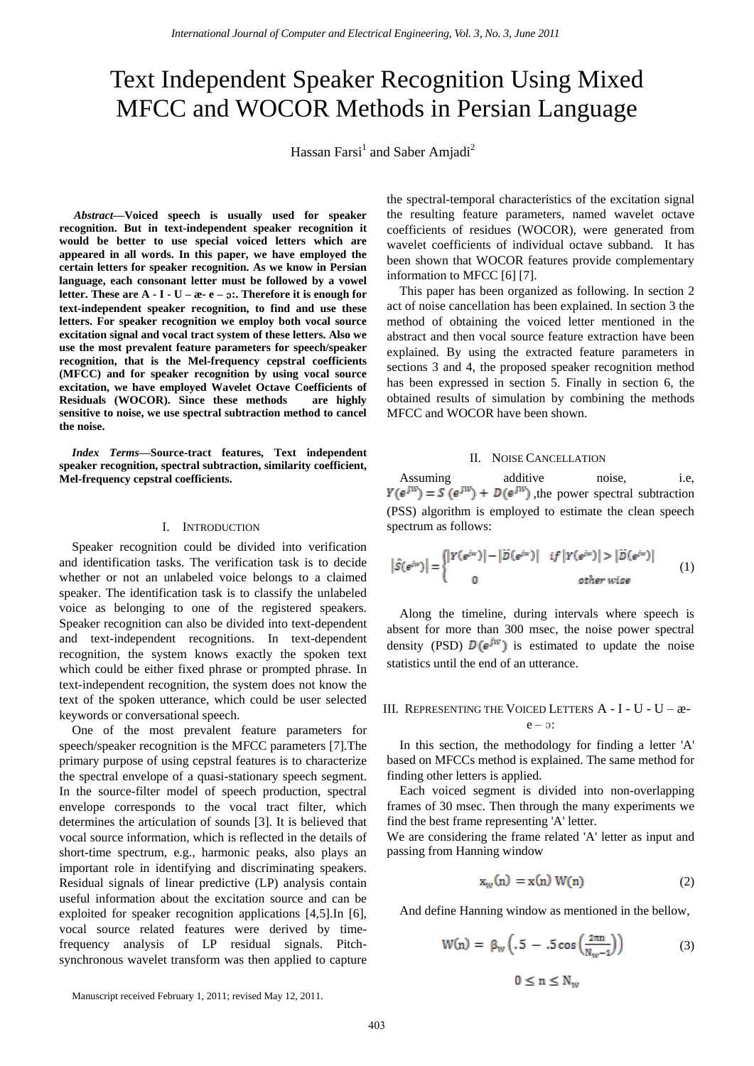# Text Independent Speaker Recognition Using Mixed MFCC and WOCOR Methods in Persian Language

Hassan Farsi[1] and Saber Amjadi[2]

***Abstract*—Voiced speech is usually used for speaker recognition. But in text-independent speaker recognition it would be better to use special voiced letters which are appeared in all words. In this paper, we have employed the certain letters for speaker recognition. As we know in Persian language, each consonant letter must be followed by a vowel letter. These are A - I - U – æ- e – ɔ:. Therefore it is enough for text-independent speaker recognition, to find and use these letters. For speaker recognition we employ both vocal source excitation signal and vocal tract system of these letters. Also we use the most prevalent feature parameters for speech/speaker recognition, that is the Mel-frequency cepstral coefficients (MFCC) and for speaker recognition by using vocal source excitation, we have employed Wavelet Octave Coefficients of Residuals (WOCOR). Since these methods are highly sensitive to noise, we use spectral subtraction method to cancel the noise.**

***Index Terms*—Source-tract features, Text independent speaker recognition, spectral subtraction, similarity coefficient, Mel-frequency cepstral coefficients.**

## I. Introduction

Speaker recognition could be divided into verification and identification tasks. The verification task is to decide whether or not an unlabeled voice belongs to a claimed speaker. The identification task is to classify the unlabeled voice as belonging to one of the registered speakers. Speaker recognition can also be divided into text-dependent and text-independent recognitions. In text-dependent recognition, the system knows exactly the spoken text which could be either fixed phrase or prompted phrase. In text-independent recognition, the system does not know the text of the spoken utterance, which could be user selected keywords or conversational speech.

One of the most prevalent feature parameters for speech/speaker recognition is the MFCC parameters [7].The primary purpose of using cepstral features is to characterize the spectral envelope of a quasi-stationary speech segment. In the source-filter model of speech production, spectral envelope corresponds to the vocal tract filter, which determines the articulation of sounds [3]. It is believed that vocal source information, which is reflected in the details of short-time spectrum, e.g., harmonic peaks, also plays an important role in identifying and discriminating speakers. Residual signals of linear predictive (LP) analysis contain useful information about the excitation source and can be exploited for speaker recognition applications [4,5].In [6], vocal source related features were derived by time-frequency analysis of LP residual signals. Pitch-synchronous wavelet transform was then applied to capture the spectral-temporal characteristics of the excitation signal the resulting feature parameters, named wavelet octave coefficients of residues (WOCOR), were generated from wavelet coefficients of individual octave subband. It has been shown that WOCOR features provide complementary information to MFCC [6] [7].

This paper has been organized as following. In section 2 act of noise cancellation has been explained. In section 3 the method of obtaining the voiced letter mentioned in the abstract and then vocal source feature extraction have been explained. By using the extracted feature parameters in sections 3 and 4, the proposed speaker recognition method has been expressed in section 5. Finally in section 6, the obtained results of simulation by combining the methods MFCC and WOCOR have been shown.

## II. Noise Cancellation

Assuming additive noise, i.e, $Y(e^{jw}) = S(e^{jw}) + D(e^{jw})$ ,the power spectral subtraction (PSS) algorithm is employed to estimate the clean speech spectrum as follows:

$$|\hat{S}(e^{jw})| = \begin{cases} |Y(e^{jw})| - |\hat{D}(e^{jw})| & if\ |Y(e^{jw})| > |\hat{D}(e^{jw})| \\ 0 & other\ wise \end{cases} \quad (1)$$

Along the timeline, during intervals where speech is absent for more than 300 msec, the noise power spectral density (PSD) $D(e^{jw})$ is estimated to update the noise statistics until the end of an utterance.

## III. Representing the Voiced Letters A - I - U - U – æ- e – ɔ:

In this section, the methodology for finding a letter 'A' based on MFCCs method is explained. The same method for finding other letters is applied.

Each voiced segment is divided into non-overlapping frames of 30 msec. Then through the many experiments we find the best frame representing 'A' letter.

We are considering the frame related 'A' letter as input and passing from Hanning window

$$x_w(n) = x(n)\,W(n) \quad (2)$$

And define Hanning window as mentioned in the bellow,

$$W(n) = \beta_w\left(.5 - .5\cos\left(\frac{2\pi n}{N_w - 1}\right)\right) \quad (3)$$

$$0 \le n \le N_w$$

Manuscript received February 1, 2011; revised May 12, 2011.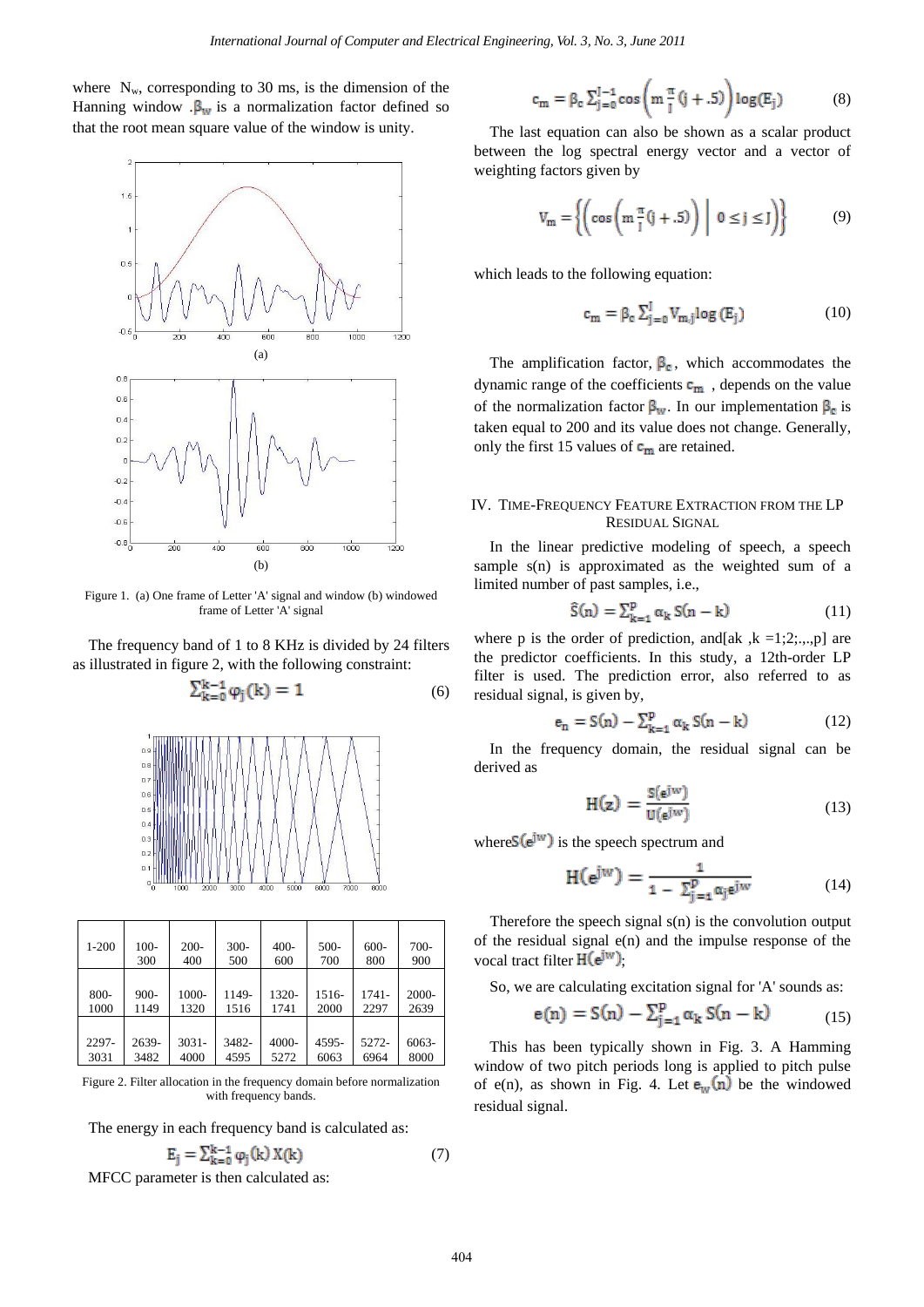where $N_w$, corresponding to 30 ms, is the dimension of the Hanning window .$\beta_w$ is a normalization factor defined so that the root mean square value of the window is unity.

Figure 1. (a) One frame of Letter 'A' signal and window (b) windowed frame of Letter 'A' signal

The frequency band of 1 to 8 KHz is divided by 24 filters as illustrated in figure 2, with the following constraint:

$$\sum_{k=0}^{k-1} \varphi_j(k) = 1 \tag{6}$$

| 1-200 | 100-300 | 200-400 | 300-500 | 400-600 | 500-700 | 600-800 | 700-900 |
|---|---|---|---|---|---|---|---|
| 800-1000 | 900-1149 | 1000-1320 | 1149-1516 | 1320-1741 | 1516-2000 | 1741-2297 | 2000-2639 |
| 2297-3031 | 2639-3482 | 3031-4000 | 3482-4595 | 4000-5272 | 4595-6063 | 5272-6964 | 6063-8000 |

Figure 2. Filter allocation in the frequency domain before normalization with frequency bands.

The energy in each frequency band is calculated as:

$$E_j = \sum_{k=0}^{k-1} \varphi_j(k)\, X(k) \tag{7}$$

MFCC parameter is then calculated as:

$$c_m = \beta_c \sum_{j=0}^{J-1} \cos\left(m \frac{\pi}{J}(j + .5)\right) \log(E_j) \tag{8}$$

The last equation can also be shown as a scalar product between the log spectral energy vector and a vector of weighting factors given by

$$V_m = \left\{ \left( \cos\left(m \frac{\pi}{J}(j + .5)\right) \,\middle|\, 0 \le j \le J \right) \right\} \tag{9}$$

which leads to the following equation:

$$c_m = \beta_c \sum_{j=0}^{J} V_{mj} \log(E_j) \tag{10}$$

The amplification factor, $\beta_c$, which accommodates the dynamic range of the coefficients $c_m$ , depends on the value of the normalization factor $\beta_w$. In our implementation $\beta_c$ is taken equal to 200 and its value does not change. Generally, only the first 15 values of $c_m$ are retained.

## IV. Time-Frequency Feature Extraction from the LP Residual Signal

In the linear predictive modeling of speech, a speech sample s(n) is approximated as the weighted sum of a limited number of past samples, i.e.,

$$\hat{S}(n) = \sum_{k=1}^{p} \alpha_k\, S(n - k) \tag{11}$$

where p is the order of prediction, and[ak ,k =1;2;.,.,p] are the predictor coefficients. In this study, a 12th-order LP filter is used. The prediction error, also referred to as residual signal, is given by,

$$e_n = S(n) - \sum_{k=1}^{p} \alpha_k\, S(n - k) \tag{12}$$

In the frequency domain, the residual signal can be derived as

$$H(z) = \frac{S(e^{jw})}{U(e^{jw})} \tag{13}$$

where$S(e^{jw})$ is the speech spectrum and

$$H(e^{jw}) = \frac{1}{1 - \sum_{j=1}^{p} \alpha_j e^{jw}} \tag{14}$$

Therefore the speech signal s(n) is the convolution output of the residual signal e(n) and the impulse response of the vocal tract filter $H(e^{jw})$;

So, we are calculating excitation signal for 'A' sounds as:

$$e(n) = S(n) - \sum_{j=1}^{p} \alpha_k\, S(n - k) \tag{15}$$

This has been typically shown in Fig. 3. A Hamming window of two pitch periods long is applied to pitch pulse of e(n), as shown in Fig. 4. Let $e_w(n)$ be the windowed residual signal.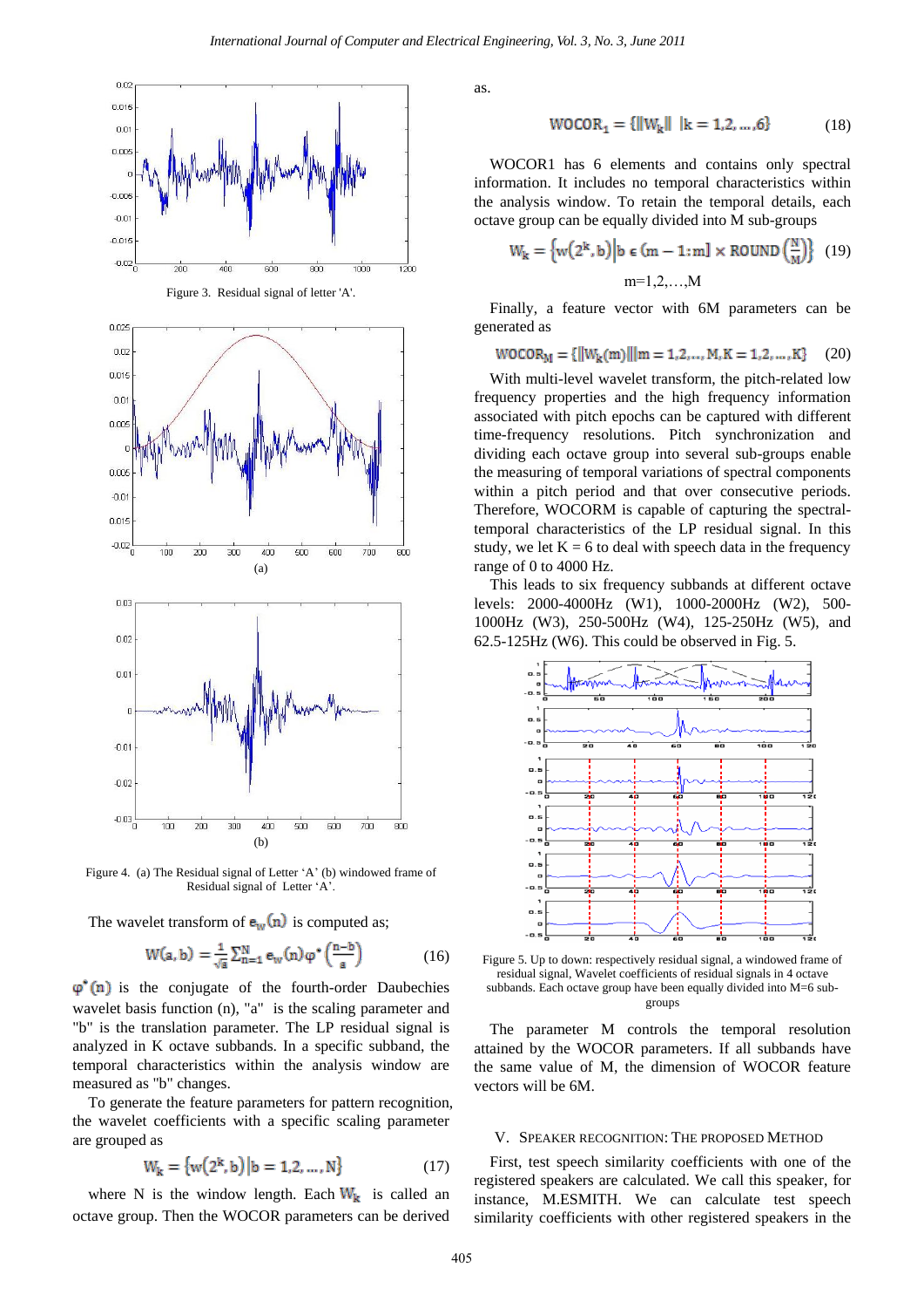Figure 3. Residual signal of letter 'A'.

(a)

(b)

Figure 4. (a) The Residual signal of Letter 'A' (b) windowed frame of Residual signal of Letter 'A'.

The wavelet transform of $e_w(n)$ is computed as;

$$W(a,b) = \frac{1}{\sqrt{a}} \sum_{n=1}^{N} e_w(n) \varphi^*\left(\frac{n-b}{a}\right) \quad (16)$$

$\varphi^*(n)$ is the conjugate of the fourth-order Daubechies wavelet basis function (n), "a" is the scaling parameter and "b" is the translation parameter. The LP residual signal is analyzed in K octave subbands. In a specific subband, the temporal characteristics within the analysis window are measured as "b" changes.

To generate the feature parameters for pattern recognition, the wavelet coefficients with a specific scaling parameter are grouped as

$$W_k = \{w(2^k, b) | b = 1,2,\ldots,N\} \quad (17)$$

where N is the window length. Each $W_k$ is called an octave group. Then the WOCOR parameters can be derived as.

$$WOCOR_1 = \{\|W_k\| \;|k = 1,2,\ldots,6\} \quad (18)$$

WOCOR1 has 6 elements and contains only spectral information. It includes no temporal characteristics within the analysis window. To retain the temporal details, each octave group can be equally divided into M sub-groups

$$W_k = \left\{w(2^k, b) \middle| b \in (m-1:m] \times ROUND\left(\frac{N}{M}\right)\right\} \quad (19)$$

m=1,2,…,M

Finally, a feature vector with 6M parameters can be generated as

$$WOCOR_M = \{\|W_k(m)\| \,|m = 1,2,\ldots,M, K = 1,2,\ldots,K\} \quad (20)$$

With multi-level wavelet transform, the pitch-related low frequency properties and the high frequency information associated with pitch epochs can be captured with different time-frequency resolutions. Pitch synchronization and dividing each octave group into several sub-groups enable the measuring of temporal variations of spectral components within a pitch period and that over consecutive periods. Therefore, WOCORM is capable of capturing the spectral-temporal characteristics of the LP residual signal. In this study, we let K = 6 to deal with speech data in the frequency range of 0 to 4000 Hz.

This leads to six frequency subbands at different octave levels: 2000-4000Hz (W1), 1000-2000Hz (W2), 500-1000Hz (W3), 250-500Hz (W4), 125-250Hz (W5), and 62.5-125Hz (W6). This could be observed in Fig. 5.

Figure 5. Up to down: respectively residual signal, a windowed frame of residual signal, Wavelet coefficients of residual signals in 4 octave subbands. Each octave group have been equally divided into M=6 sub-groups

The parameter M controls the temporal resolution attained by the WOCOR parameters. If all subbands have the same value of M, the dimension of WOCOR feature vectors will be 6M.

## V. Speaker Recognition: The Proposed Method

First, test speech similarity coefficients with one of the registered speakers are calculated. We call this speaker, for instance, M.ESMITH. We can calculate test speech similarity coefficients with other registered speakers in the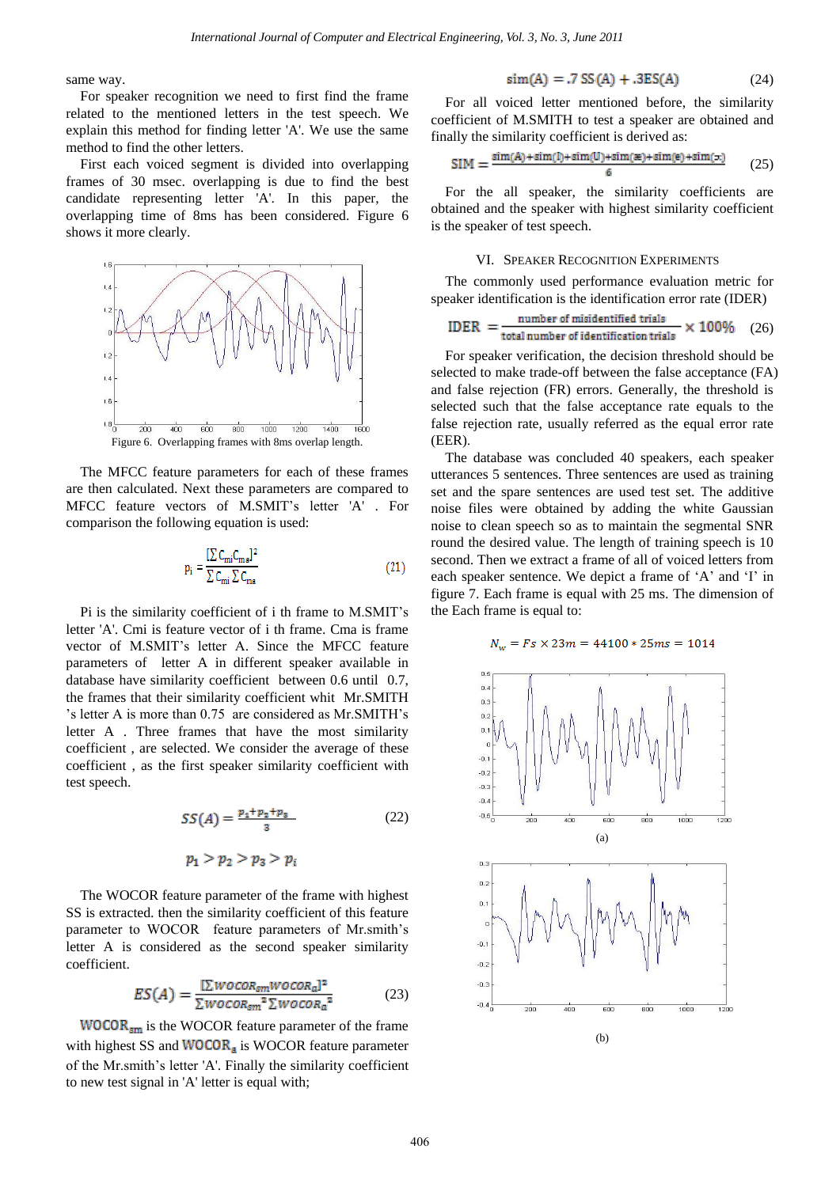same way.

For speaker recognition we need to first find the frame related to the mentioned letters in the test speech. We explain this method for finding letter 'A'. We use the same method to find the other letters.

First each voiced segment is divided into overlapping frames of 30 msec. overlapping is due to find the best candidate representing letter 'A'. In this paper, the overlapping time of 8ms has been considered. Figure 6 shows it more clearly.

Figure 6. Overlapping frames with 8ms overlap length.

The MFCC feature parameters for each of these frames are then calculated. Next these parameters are compared to MFCC feature vectors of M.SMIT's letter 'A' . For comparison the following equation is used:

$$P_i = \frac{[\sum C_{mi} C_{ma}]^2}{\sum C_{mi} \sum C_{ma}} \qquad (21)$$

Pi is the similarity coefficient of i th frame to M.SMIT's letter 'A'. Cmi is feature vector of i th frame. Cma is frame vector of M.SMIT's letter A. Since the MFCC feature parameters of letter A in different speaker available in database have similarity coefficient between 0.6 until 0.7, the frames that their similarity coefficient whit Mr.SMITH 's letter A is more than 0.75 are considered as Mr.SMITH's letter A . Three frames that have the most similarity coefficient , are selected. We consider the average of these coefficient , as the first speaker similarity coefficient with test speech.

$$SS(A) = \frac{p_1 + p_2 + p_3}{3} \qquad (22)$$

$$p_1 > p_2 > p_3 > p_i$$

The WOCOR feature parameter of the frame with highest SS is extracted. then the similarity coefficient of this feature parameter to WOCOR feature parameters of Mr.smith's letter A is considered as the second speaker similarity coefficient.

$$ES(A) = \frac{[\sum WOCOR_{sm} WOCOR_a]^2}{\sum WOCOR_{sm}^2 \sum WOCOR_a^2} \qquad (23)$$

$\mathrm{WOCOR_{sm}}$ is the WOCOR feature parameter of the frame with highest SS and $\mathrm{WOCOR_a}$ is WOCOR feature parameter of the Mr.smith's letter 'A'. Finally the similarity coefficient to new test signal in 'A' letter is equal with;

$$\mathrm{sim(A)} = .7\,\mathrm{SS(A)} + .3\mathrm{ES(A)} \qquad (24)$$

For all voiced letter mentioned before, the similarity coefficient of M.SMITH to test a speaker are obtained and finally the similarity coefficient is derived as:

$$\mathrm{SIM} = \frac{\mathrm{sim(A)+sim(I)+sim(U)+sim(æ)+sim(e)+sim(ɔ)}}{6} \qquad (25)$$

For the all speaker, the similarity coefficients are obtained and the speaker with highest similarity coefficient is the speaker of test speech.

## VI. Speaker Recognition Experiments

The commonly used performance evaluation metric for speaker identification is the identification error rate (IDER)

$$\mathrm{IDER} = \frac{\text{number of misidentified trials}}{\text{total number of identification trials}} \times 100\% \qquad (26)$$

For speaker verification, the decision threshold should be selected to make trade-off between the false acceptance (FA) and false rejection (FR) errors. Generally, the threshold is selected such that the false acceptance rate equals to the false rejection rate, usually referred as the equal error rate (EER).

The database was concluded 40 speakers, each speaker utterances 5 sentences. Three sentences are used as training set and the spare sentences are used test set. The additive noise files were obtained by adding the white Gaussian noise to clean speech so as to maintain the segmental SNR round the desired value. The length of training speech is 10 second. Then we extract a frame of all of voiced letters from each speaker sentence. We depict a frame of 'A' and 'I' in figure 7. Each frame is equal with 25 ms. The dimension of the Each frame is equal to:

$$N_w = Fs \times 23m = 44100 * 25ms = 1014$$

(a)

(b)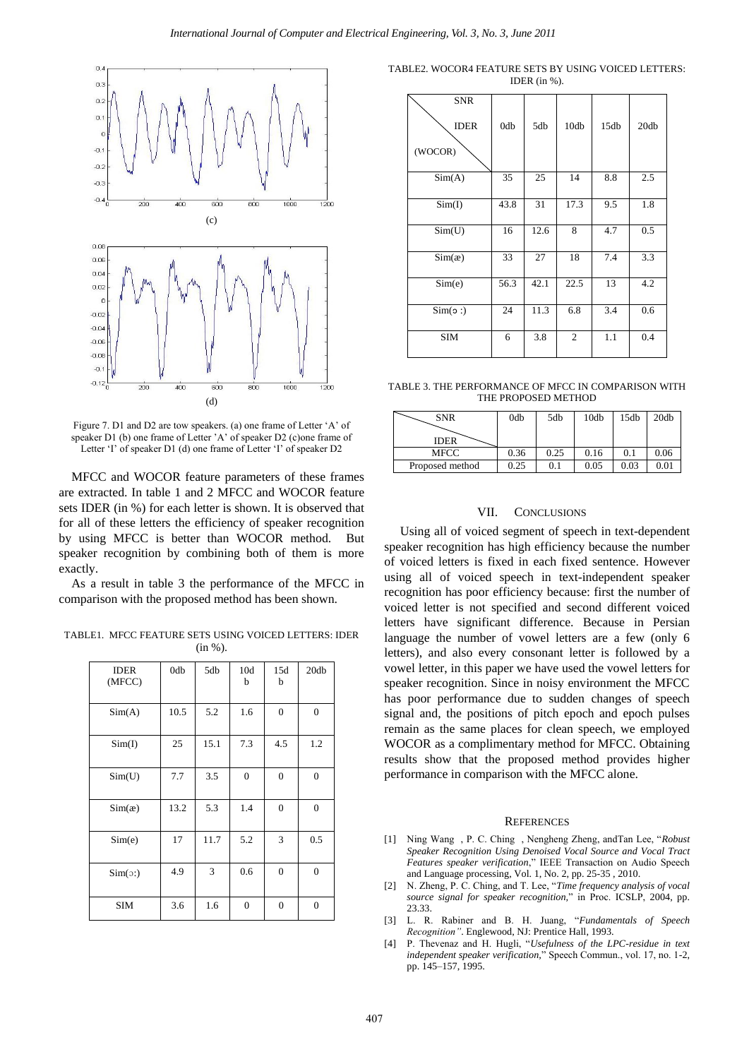(c)

(d)

Figure 7. D1 and D2 are tow speakers. (a) one frame of Letter 'A' of speaker D1 (b) one frame of Letter 'A' of speaker D2 (c)one frame of Letter 'I' of speaker D1 (d) one frame of Letter 'I' of speaker D2

MFCC and WOCOR feature parameters of these frames are extracted. In table 1 and 2 MFCC and WOCOR feature sets IDER (in %) for each letter is shown. It is observed that for all of these letters the efficiency of speaker recognition by using MFCC is better than WOCOR method. But speaker recognition by combining both of them is more exactly.

As a result in table 3 the performance of the MFCC in comparison with the proposed method has been shown.

TABLE1. MFCC FEATURE SETS USING VOICED LETTERS: IDER (in %).

| IDER (MFCC) | 0db | 5db | 10db | 15db | 20db |
|---|---|---|---|---|---|
| Sim(A) | 10.5 | 5.2 | 1.6 | 0 | 0 |
| Sim(I) | 25 | 15.1 | 7.3 | 4.5 | 1.2 |
| Sim(U) | 7.7 | 3.5 | 0 | 0 | 0 |
| Sim(æ) | 13.2 | 5.3 | 1.4 | 0 | 0 |
| Sim(e) | 17 | 11.7 | 5.2 | 3 | 0.5 |
| Sim(ɔ:) | 4.9 | 3 | 0.6 | 0 | 0 |
| SIM | 3.6 | 1.6 | 0 | 0 | 0 |

TABLE2. WOCOR4 FEATURE SETS BY USING VOICED LETTERS: IDER (in %).

| SNR / IDER (WOCOR) | 0db | 5db | 10db | 15db | 20db |
|---|---|---|---|---|---|
| Sim(A) | 35 | 25 | 14 | 8.8 | 2.5 |
| Sim(I) | 43.8 | 31 | 17.3 | 9.5 | 1.8 |
| Sim(U) | 16 | 12.6 | 8 | 4.7 | 0.5 |
| Sim(æ) | 33 | 27 | 18 | 7.4 | 3.3 |
| Sim(e) | 56.3 | 42.1 | 22.5 | 13 | 4.2 |
| Sim(ɔ :) | 24 | 11.3 | 6.8 | 3.4 | 0.6 |
| SIM | 6 | 3.8 | 2 | 1.1 | 0.4 |

TABLE 3. THE PERFORMANCE OF MFCC IN COMPARISON WITH THE PROPOSED METHOD

| SNR / IDER | 0db | 5db | 10db | 15db | 20db |
|---|---|---|---|---|---|
| MFCC | 0.36 | 0.25 | 0.16 | 0.1 | 0.06 |
| Proposed method | 0.25 | 0.1 | 0.05 | 0.03 | 0.01 |

## VII. CONCLUSIONS

Using all of voiced segment of speech in text-dependent speaker recognition has high efficiency because the number of voiced letters is fixed in each fixed sentence. However using all of voiced speech in text-independent speaker recognition has poor efficiency because: first the number of voiced letter is not specified and second different voiced letters have significant difference. Because in Persian language the number of vowel letters are a few (only 6 letters), and also every consonant letter is followed by a vowel letter, in this paper we have used the vowel letters for speaker recognition. Since in noisy environment the MFCC has poor performance due to sudden changes of speech signal and, the positions of pitch epoch and epoch pulses remain as the same places for clean speech, we employed WOCOR as a complimentary method for MFCC. Obtaining results show that the proposed method provides higher performance in comparison with the MFCC alone.

## REFERENCES

[1] Ning Wang , P. C. Ching , Nengheng Zheng, andTan Lee, "*Robust Speaker Recognition Using Denoised Vocal Source and Vocal Tract Features speaker verification*," IEEE Transaction on Audio Speech and Language processing, Vol. 1, No. 2, pp. 25-35 , 2010.

[2] N. Zheng, P. C. Ching, and T. Lee, "*Time frequency analysis of vocal source signal for speaker recognition*," in Proc. ICSLP, 2004, pp. 23.33.

[3] L. R. Rabiner and B. H. Juang, "*Fundamentals of Speech Recognition"*. Englewood, NJ: Prentice Hall, 1993.

[4] P. Thevenaz and H. Hugli, "*Usefulness of the LPC-residue in text independent speaker verification*," Speech Commun., vol. 17, no. 1-2, pp. 145–157, 1995.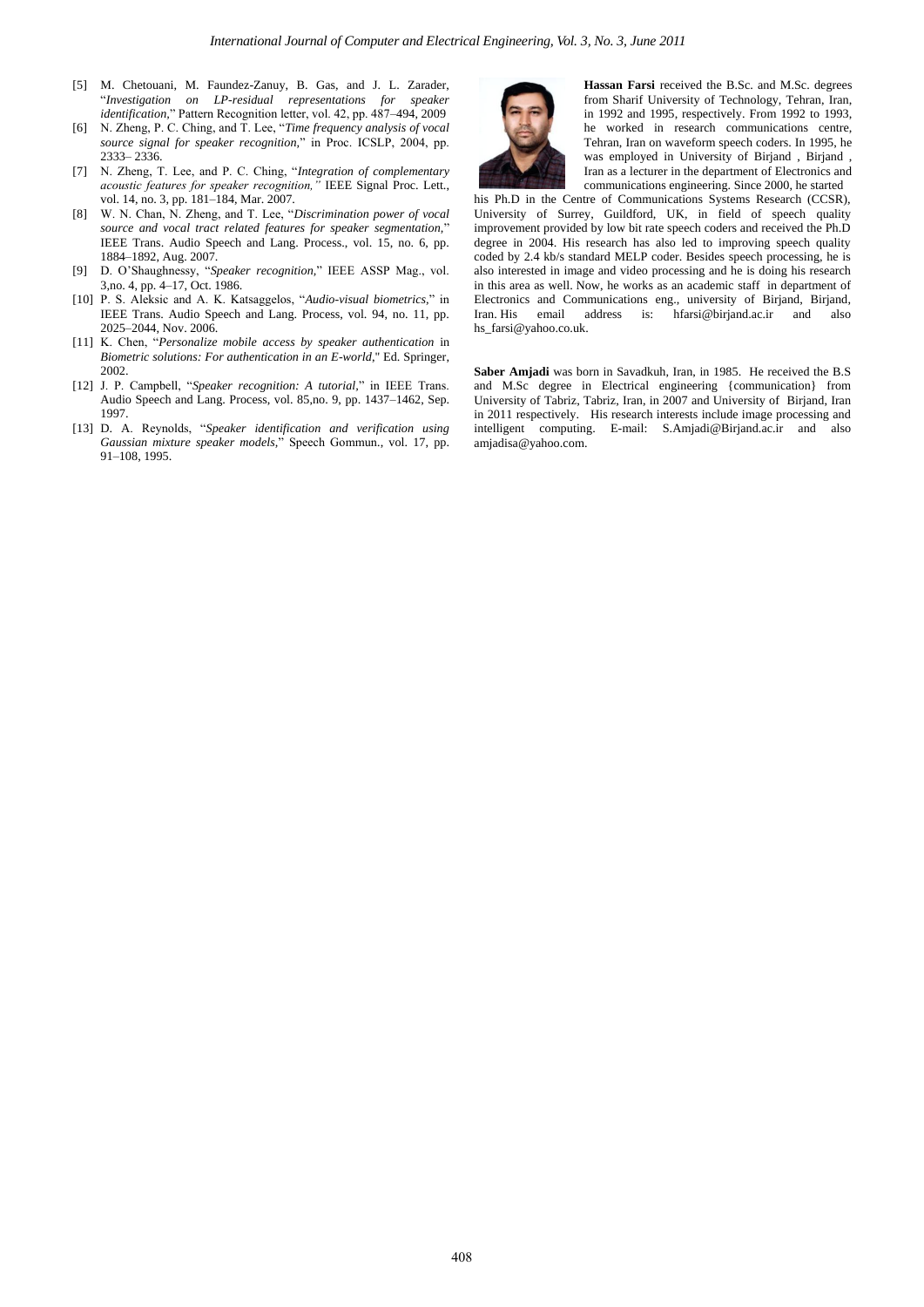[5] M. Chetouani, M. Faundez-Zanuy, B. Gas, and J. L. Zarader, "*Investigation on LP-residual representations for speaker identification,*" Pattern Recognition letter, vol. 42, pp. 487–494, 2009

[6] N. Zheng, P. C. Ching, and T. Lee, "*Time frequency analysis of vocal source signal for speaker recognition,*" in Proc. ICSLP, 2004, pp. 2333– 2336.

[7] N. Zheng, T. Lee, and P. C. Ching, "*Integration of complementary acoustic features for speaker recognition,*" IEEE Signal Proc. Lett., vol. 14, no. 3, pp. 181–184, Mar. 2007.

[8] W. N. Chan, N. Zheng, and T. Lee, "*Discrimination power of vocal source and vocal tract related features for speaker segmentation,*" IEEE Trans. Audio Speech and Lang. Process., vol. 15, no. 6, pp. 1884–1892, Aug. 2007.

[9] D. O'Shaughnessy, "*Speaker recognition,*" IEEE ASSP Mag., vol. 3,no. 4, pp. 4–17, Oct. 1986.

[10] P. S. Aleksic and A. K. Katsaggelos, "*Audio-visual biometrics,*" in IEEE Trans. Audio Speech and Lang. Process, vol. 94, no. 11, pp. 2025–2044, Nov. 2006.

[11] K. Chen, "*Personalize mobile access by speaker authentication* in *Biometric solutions: For authentication in an E-world,*" Ed. Springer, 2002.

[12] J. P. Campbell, "*Speaker recognition: A tutorial,*" in IEEE Trans. Audio Speech and Lang. Process, vol. 85,no. 9, pp. 1437–1462, Sep. 1997.

[13] D. A. Reynolds, "*Speaker identification and verification using Gaussian mixture speaker models,*" Speech Gommun., vol. 17, pp. 91–108, 1995.

**Hassan Farsi** received the B.Sc. and M.Sc. degrees from Sharif University of Technology, Tehran, Iran, in 1992 and 1995, respectively. From 1992 to 1993, he worked in research communications centre, Tehran, Iran on waveform speech coders. In 1995, he was employed in University of Birjand , Birjand , Iran as a lecturer in the department of Electronics and communications engineering. Since 2000, he started his Ph.D in the Centre of Communications Systems Research (CCSR), University of Surrey, Guildford, UK, in field of speech quality improvement provided by low bit rate speech coders and received the Ph.D degree in 2004. His research has also led to improving speech quality coded by 2.4 kb/s standard MELP coder. Besides speech processing, he is also interested in image and video processing and he is doing his research in this area as well. Now, he works as an academic staff in department of Electronics and Communications eng., university of Birjand, Birjand, Iran. His email address is: hfarsi@birjand.ac.ir and also hs_farsi@yahoo.co.uk.

**Saber Amjadi** was born in Savadkuh, Iran, in 1985. He received the B.S and M.Sc degree in Electrical engineering {communication} from University of Tabriz, Tabriz, Iran, in 2007 and University of Birjand, Iran in 2011 respectively. His research interests include image processing and intelligent computing. E-mail: S.Amjadi@Birjand.ac.ir and also amjadisa@yahoo.com.